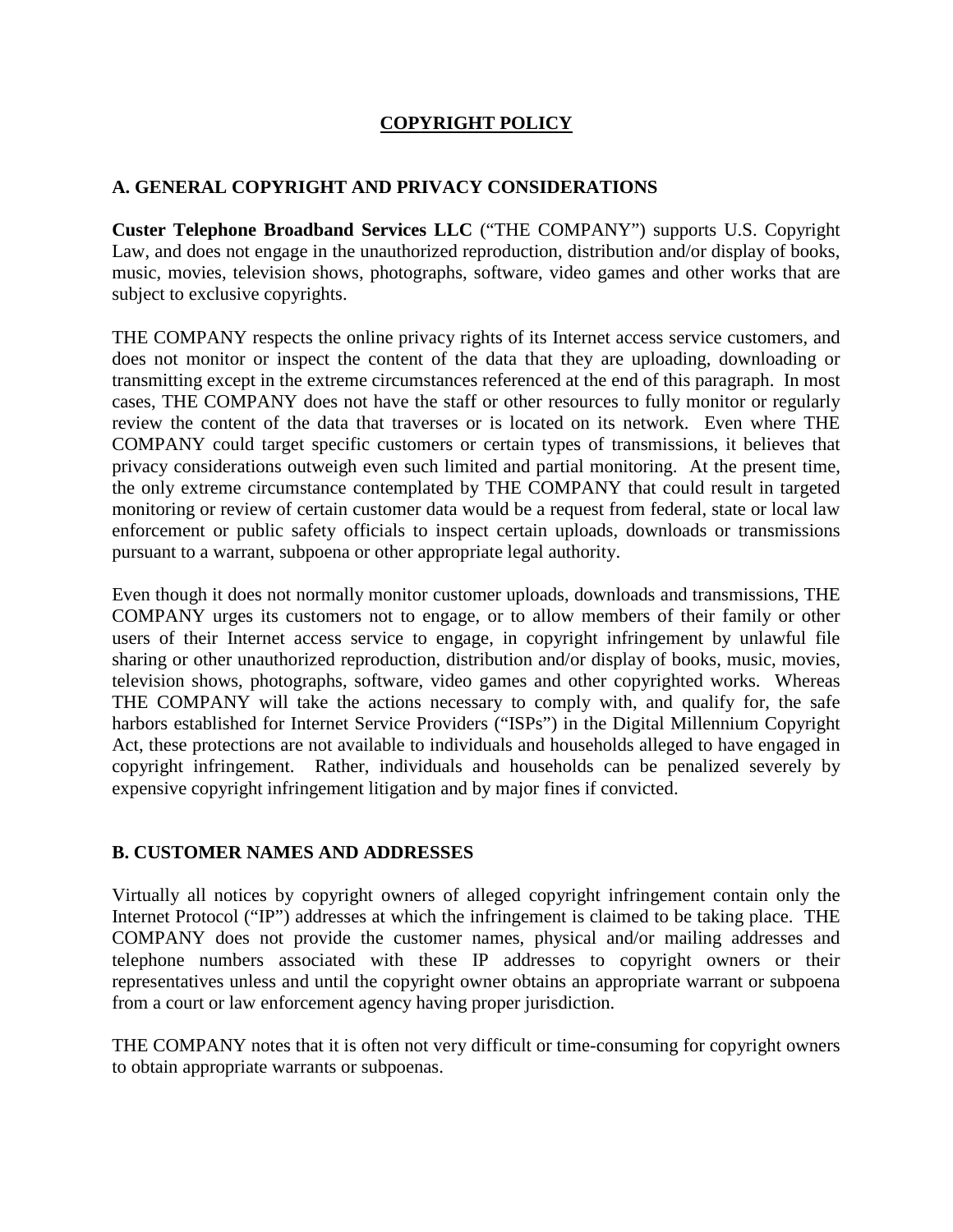# COPYRIGHT POLICY

## A. GENERAL COPYRIGHT AND PRIVACY CONSIDERATIONS

**Custer Telephone Broadband Services LLC** ("THE COMPANY") supports U.S. Copyright Law, and does not engage in the unauthorized reproduction, distribution and/or display of books, music, movies, television shows, photographs, software, video games and other works that are subject to exclusive copyrights.

THE COMPANY respects the online privacy rights of its Internet access service customers, and does not monitor or inspect the content of the data that they are uploading, downloading or transmitting except in the extreme circumstances referenced at the end of this paragraph. In most cases, THE COMPANY does not have the staff or other resources to fully monitor or regularly review the content of the data that traverses or is located on its network. Even where THE COMPANY could target specific customers or certain types of transmissions, it believes that privacy considerations outweigh even such limited and partial monitoring. At the present time, the only extreme circumstance contemplated by THE COMPANY that could result in targeted monitoring or review of certain customer data would be a request from federal, state or local law enforcement or public safety officials to inspect certain uploads, downloads or transmissions pursuant to a warrant, subpoena or other appropriate legal authority.

Even though it does not normally monitor customer uploads, downloads and transmissions, THE COMPANY urges its customers not to engage, or to allow members of their family or other users of their Internet access service to engage, in copyright infringement by unlawful file sharing or other unauthorized reproduction, distribution and/or display of books, music, movies, television shows, photographs, software, video games and other copyrighted works. Whereas THE COMPANY will take the actions necessary to comply with, and qualify for, the safe harbors established for Internet Service Providers ("ISPs") in the Digital Millennium Copyright Act, these protections are not available to individuals and households alleged to have engaged in copyright infringement. Rather, individuals and households can be penalized severely by expensive copyright infringement litigation and by major fines if convicted.

## B. CUSTOMER NAMES AND ADDRESSES

Virtually all notices by copyright owners of alleged copyright infringement contain only the Internet Protocol ("IP") addresses at which the infringement is claimed to be taking place. THE COMPANY does not provide the customer names, physical and/or mailing addresses and telephone numbers associated with these IP addresses to copyright owners or their representatives unless and until the copyright owner obtains an appropriate warrant or subpoena from a court or law enforcement agency having proper jurisdiction.

THE COMPANY notes that it is often not very difficult or time-consuming for copyright owners to obtain appropriate warrants or subpoenas.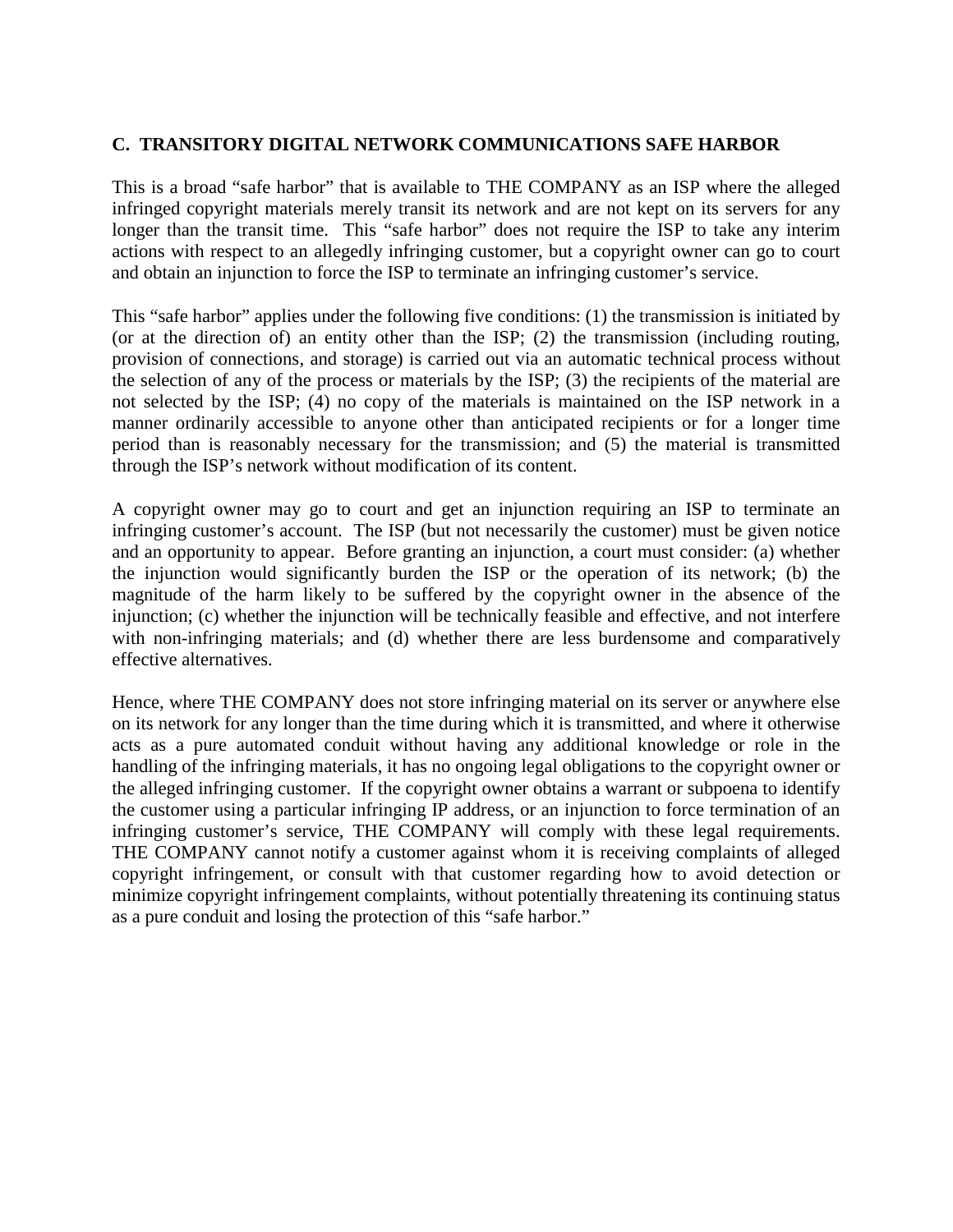## C. TRANSITORY DIGITAL NETWORK COMMUNICATIONS SAFE HARBOR

This is a broad "safe harbor" that is available to THE COMPANY as an ISP where the alleged infringed copyright materials merely transit its network and are not kept on its servers for any longer than the transit time. This "safe harbor" does not require the ISP to take any interim actions with respect to an allegedly infringing customer, but a copyright owner can go to court and obtain an injunction to force the ISP to terminate an infringing customer's service.

This "safe harbor" applies under the following five conditions: (1) the transmission is initiated by (or at the direction of) an entity other than the ISP; (2) the transmission (including routing, provision of connections, and storage) is carried out via an automatic technical process without the selection of any of the process or materials by the ISP; (3) the recipients of the material are not selected by the ISP; (4) no copy of the materials is maintained on the ISP network in a manner ordinarily accessible to anyone other than anticipated recipients or for a longer time period than is reasonably necessary for the transmission; and (5) the material is transmitted through the ISP's network without modification of its content.

A copyright owner may go to court and get an injunction requiring an ISP to terminate an infringing customer's account. The ISP (but not necessarily the customer) must be given notice and an opportunity to appear. Before granting an injunction, a court must consider: (a) whether the injunction would significantly burden the ISP or the operation of its network; (b) the magnitude of the harm likely to be suffered by the copyright owner in the absence of the injunction; (c) whether the injunction will be technically feasible and effective, and not interfere with non-infringing materials; and (d) whether there are less burdensome and comparatively effective alternatives.

Hence, where THE COMPANY does not store infringing material on its server or anywhere else on its network for any longer than the time during which it is transmitted, and where it otherwise acts as a pure automated conduit without having any additional knowledge or role in the handling of the infringing materials, it has no ongoing legal obligations to the copyright owner or the alleged infringing customer. If the copyright owner obtains a warrant or subpoena to identify the customer using a particular infringing IP address, or an injunction to force termination of an infringing customer's service, THE COMPANY will comply with these legal requirements. THE COMPANY cannot notify a customer against whom it is receiving complaints of alleged copyright infringement, or consult with that customer regarding how to avoid detection or minimize copyright infringement complaints, without potentially threatening its continuing status as a pure conduit and losing the protection of this "safe harbor."